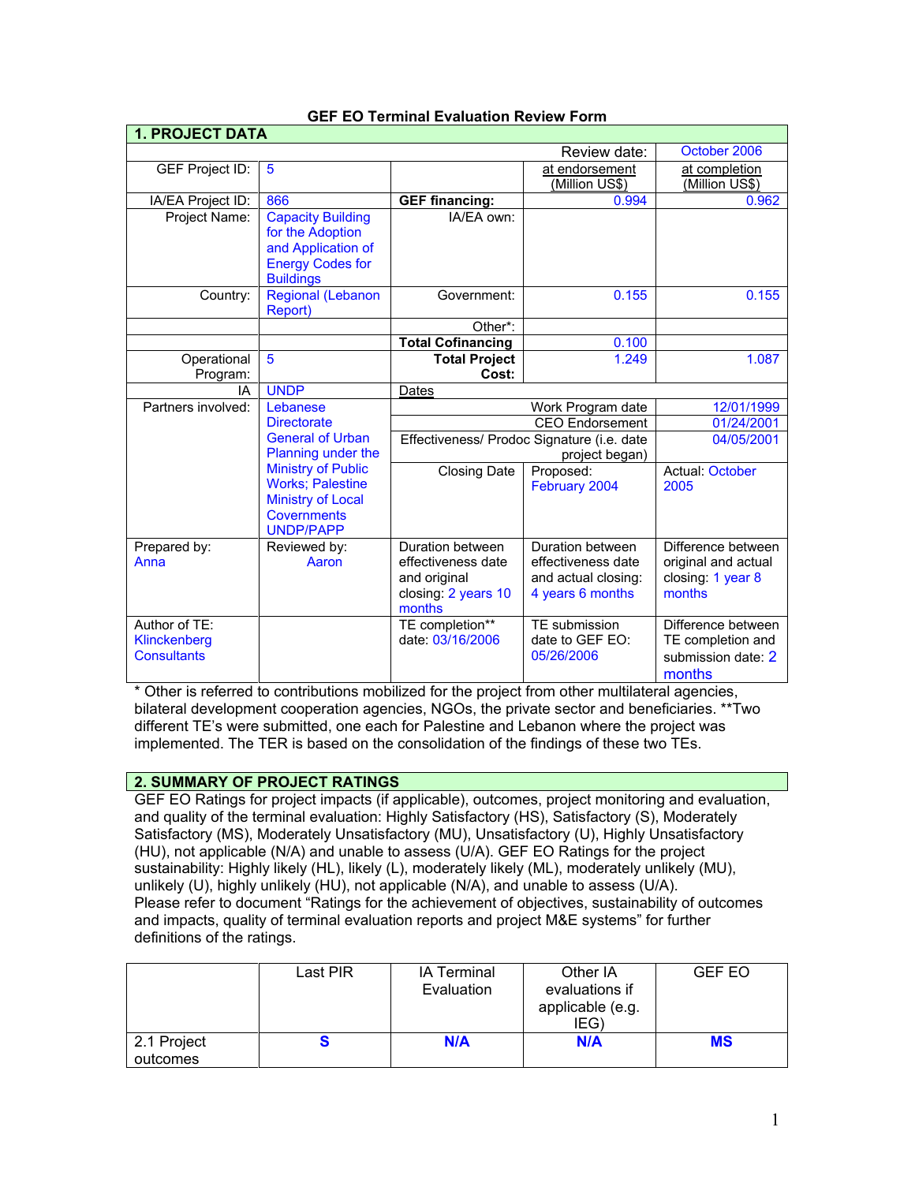# GEF EO Terminal Evaluation Review Form

## 1. PROJECT DATA

| | | | | |
|---|---|---|---|---|
| | | | Review date: | October 2006 |
| GEF Project ID: | 5 | | at endorsement (Million US$) | at completion (Million US$) |
| IA/EA Project ID: | 866 | **GEF financing:** | 0.994 | 0.962 |
| Project Name: | Capacity Building for the Adoption and Application of Energy Codes for Buildings | IA/EA own: | | |
| Country: | Regional (Lebanon Report) | Government: | 0.155 | 0.155 |
| | | Other*: | | |
| | | **Total Cofinancing** | 0.100 | |
| Operational Program: | 5 | **Total Project Cost:** | 1.249 | 1.087 |
| IA | UNDP | Dates | | |
| Partners involved: | Lebanese Directorate General of Urban Planning under the Ministry of Public Works; Palestine Ministry of Local Covernments UNDP/PAPP | Work Program date | | 12/01/1999 |
| | | CEO Endorsement | | 01/24/2001 |
| | | Effectiveness/ Prodoc Signature (i.e. date project began) | | 04/05/2001 |
| | | Closing Date | Proposed: February 2004 | Actual: October 2005 |
| Prepared by: Anna | Reviewed by: Aaron | Duration between effectiveness date and original closing: 2 years 10 months | Duration between effectiveness date and actual closing: 4 years 6 months | Difference between original and actual closing: 1 year 8 months |
| Author of TE: Klinckenberg Consultants | | TE completion** date: 03/16/2006 | TE submission date to GEF EO: 05/26/2006 | Difference between TE completion and submission date: 2 months |

\* Other is referred to contributions mobilized for the project from other multilateral agencies, bilateral development cooperation agencies, NGOs, the private sector and beneficiaries. **Two different TE's were submitted, one each for Palestine and Lebanon where the project was implemented. The TER is based on the consolidation of the findings of these two TEs.

## 2. SUMMARY OF PROJECT RATINGS

GEF EO Ratings for project impacts (if applicable), outcomes, project monitoring and evaluation, and quality of the terminal evaluation: Highly Satisfactory (HS), Satisfactory (S), Moderately Satisfactory (MS), Moderately Unsatisfactory (MU), Unsatisfactory (U), Highly Unsatisfactory (HU), not applicable (N/A) and unable to assess (U/A). GEF EO Ratings for the project sustainability: Highly likely (HL), likely (L), moderately likely (ML), moderately unlikely (MU), unlikely (U), highly unlikely (HU), not applicable (N/A), and unable to assess (U/A).
Please refer to document "Ratings for the achievement of objectives, sustainability of outcomes and impacts, quality of terminal evaluation reports and project M&E systems" for further definitions of the ratings.

| | Last PIR | IA Terminal Evaluation | Other IA evaluations if applicable (e.g. IEG) | GEF EO |
|---|---|---|---|---|
| 2.1 Project outcomes | **S** | **N/A** | **N/A** | **MS** |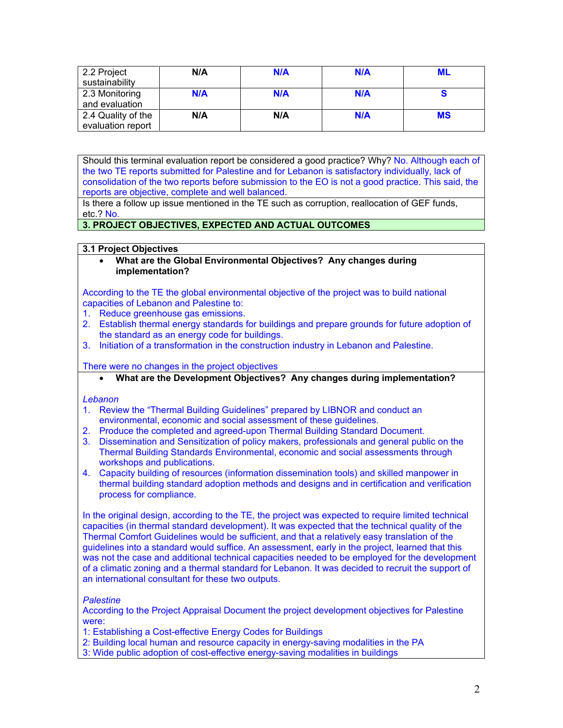| | | | | |
|---|---|---|---|---|
| 2.2 Project sustainability | N/A | N/A | N/A | ML |
| 2.3 Monitoring and evaluation | N/A | N/A | N/A | S |
| 2.4 Quality of the evaluation report | N/A | N/A | N/A | MS |

Should this terminal evaluation report be considered a good practice? Why? No. Although each of the two TE reports submitted for Palestine and for Lebanon is satisfactory individually, lack of consolidation of the two reports before submission to the EO is not a good practice. This said, the reports are objective, complete and well balanced.

Is there a follow up issue mentioned in the TE such as corruption, reallocation of GEF funds, etc.? No.

## 3. PROJECT OBJECTIVES, EXPECTED AND ACTUAL OUTCOMES

### 3.1 Project Objectives

- **What are the Global Environmental Objectives? Any changes during implementation?**

According to the TE the global environmental objective of the project was to build national capacities of Lebanon and Palestine to:

1. Reduce greenhouse gas emissions.
2. Establish thermal energy standards for buildings and prepare grounds for future adoption of the standard as an energy code for buildings.
3. Initiation of a transformation in the construction industry in Lebanon and Palestine.

There were no changes in the project objectives

- **What are the Development Objectives? Any changes during implementation?**

*Lebanon*

1. Review the “Thermal Building Guidelines” prepared by LIBNOR and conduct an environmental, economic and social assessment of these guidelines.
2. Produce the completed and agreed-upon Thermal Building Standard Document.
3. Dissemination and Sensitization of policy makers, professionals and general public on the Thermal Building Standards Environmental, economic and social assessments through workshops and publications.
4. Capacity building of resources (information dissemination tools) and skilled manpower in thermal building standard adoption methods and designs and in certification and verification process for compliance.

In the original design, according to the TE, the project was expected to require limited technical capacities (in thermal standard development). It was expected that the technical quality of the Thermal Comfort Guidelines would be sufficient, and that a relatively easy translation of the guidelines into a standard would suffice. An assessment, early in the project, learned that this was not the case and additional technical capacities needed to be employed for the development of a climatic zoning and a thermal standard for Lebanon. It was decided to recruit the support of an international consultant for these two outputs.

*Palestine*

According to the Project Appraisal Document the project development objectives for Palestine were:

1: Establishing a Cost-effective Energy Codes for Buildings
2: Building local human and resource capacity in energy-saving modalities in the PA
3: Wide public adoption of cost-effective energy-saving modalities in buildings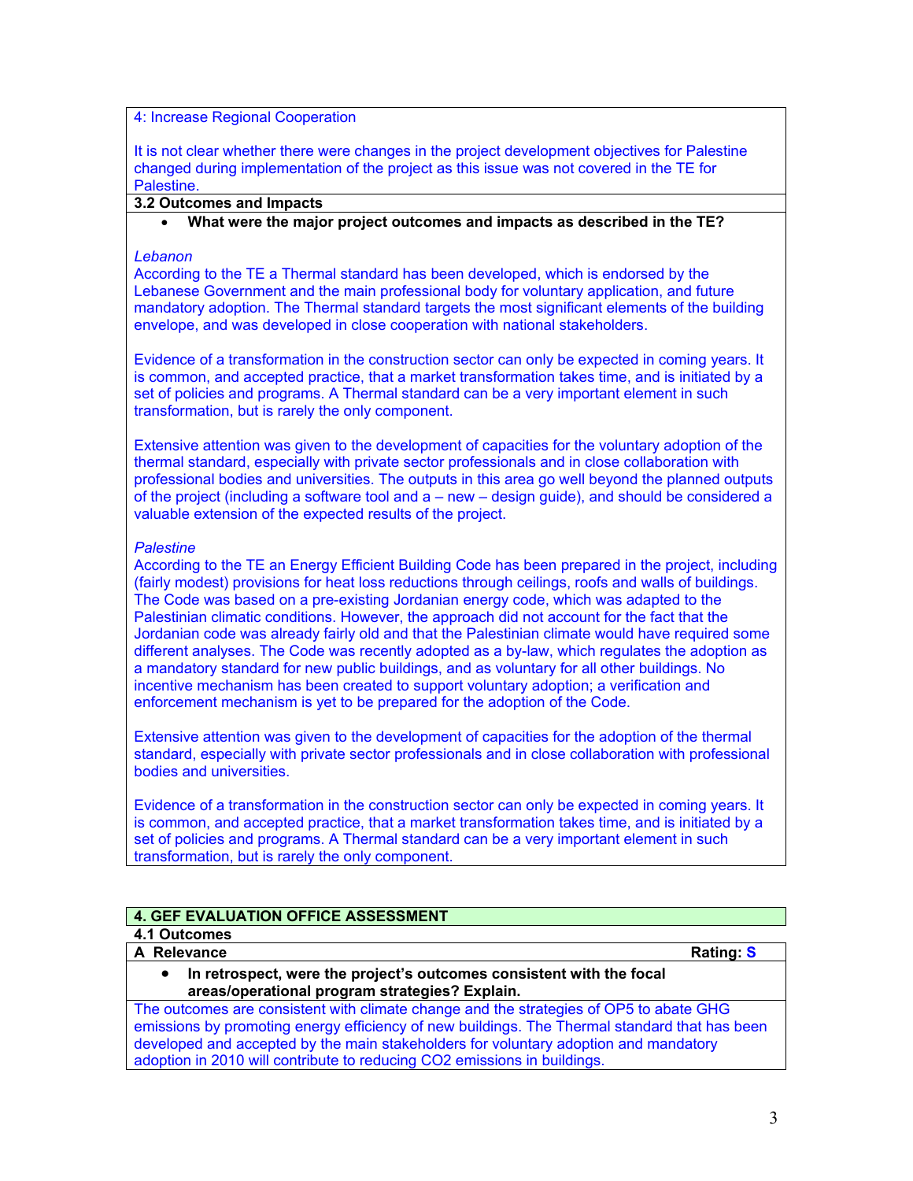4: Increase Regional Cooperation

It is not clear whether there were changes in the project development objectives for Palestine changed during implementation of the project as this issue was not covered in the TE for Palestine.

**3.2 Outcomes and Impacts**

- **What were the major project outcomes and impacts as described in the TE?**

*Lebanon*

According to the TE a Thermal standard has been developed, which is endorsed by the Lebanese Government and the main professional body for voluntary application, and future mandatory adoption. The Thermal standard targets the most significant elements of the building envelope, and was developed in close cooperation with national stakeholders.

Evidence of a transformation in the construction sector can only be expected in coming years. It is common, and accepted practice, that a market transformation takes time, and is initiated by a set of policies and programs. A Thermal standard can be a very important element in such transformation, but is rarely the only component.

Extensive attention was given to the development of capacities for the voluntary adoption of the thermal standard, especially with private sector professionals and in close collaboration with professional bodies and universities. The outputs in this area go well beyond the planned outputs of the project (including a software tool and a – new – design guide), and should be considered a valuable extension of the expected results of the project.

*Palestine*

According to the TE an Energy Efficient Building Code has been prepared in the project, including (fairly modest) provisions for heat loss reductions through ceilings, roofs and walls of buildings. The Code was based on a pre-existing Jordanian energy code, which was adapted to the Palestinian climatic conditions. However, the approach did not account for the fact that the Jordanian code was already fairly old and that the Palestinian climate would have required some different analyses. The Code was recently adopted as a by-law, which regulates the adoption as a mandatory standard for new public buildings, and as voluntary for all other buildings. No incentive mechanism has been created to support voluntary adoption; a verification and enforcement mechanism is yet to be prepared for the adoption of the Code.

Extensive attention was given to the development of capacities for the adoption of the thermal standard, especially with private sector professionals and in close collaboration with professional bodies and universities.

Evidence of a transformation in the construction sector can only be expected in coming years. It is common, and accepted practice, that a market transformation takes time, and is initiated by a set of policies and programs. A Thermal standard can be a very important element in such transformation, but is rarely the only component.

## 4. GEF EVALUATION OFFICE ASSESSMENT

### 4.1 Outcomes

**A Relevance** **Rating: S**

- **In retrospect, were the project's outcomes consistent with the focal areas/operational program strategies? Explain.**

The outcomes are consistent with climate change and the strategies of OP5 to abate GHG emissions by promoting energy efficiency of new buildings. The Thermal standard that has been developed and accepted by the main stakeholders for voluntary adoption and mandatory adoption in 2010 will contribute to reducing $CO_2$ emissions in buildings.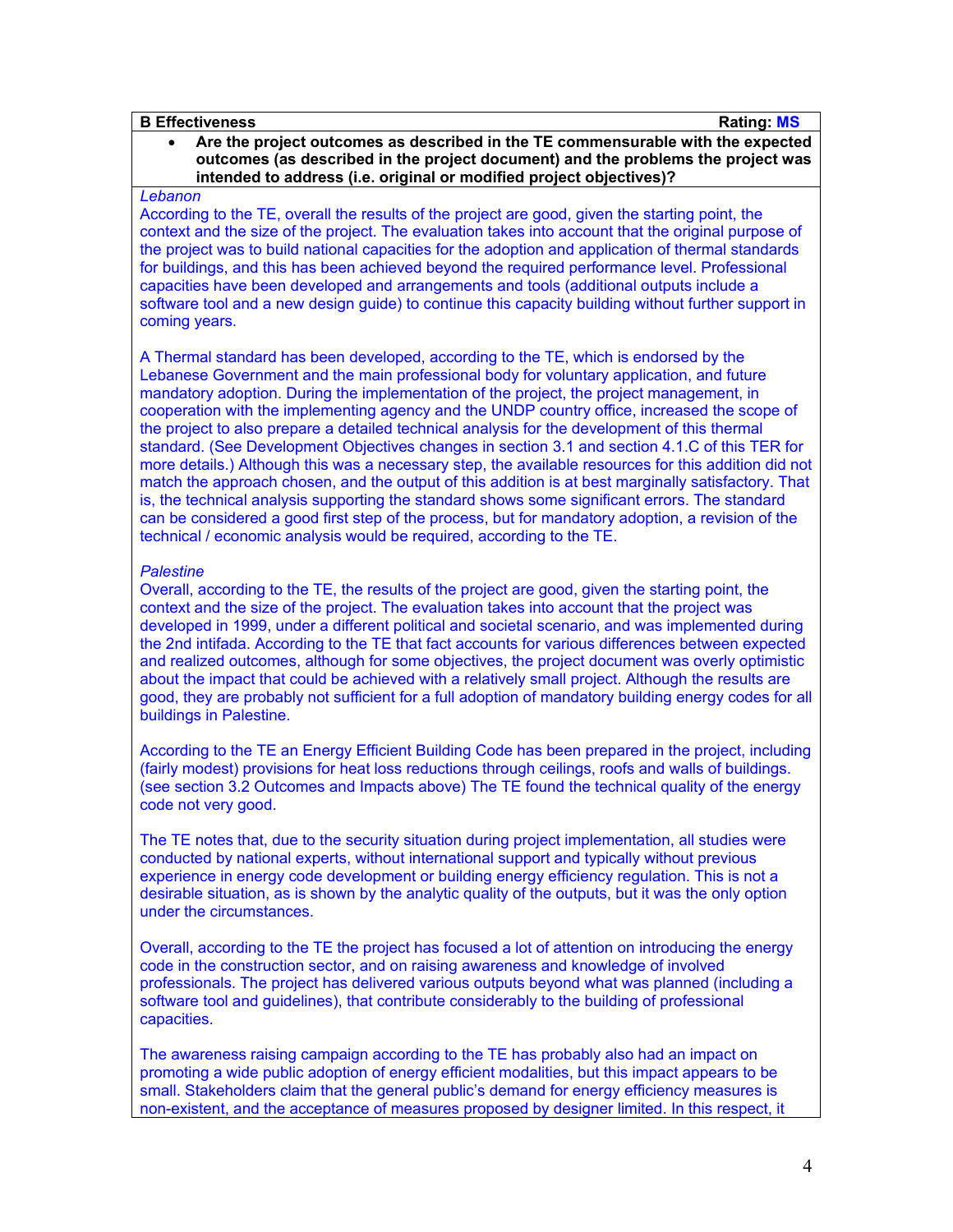| **B Effectiveness** | **Rating: MS** |
|---|---|

- **Are the project outcomes as described in the TE commensurable with the expected outcomes (as described in the project document) and the problems the project was intended to address (i.e. original or modified project objectives)?**

*Lebanon*

According to the TE, overall the results of the project are good, given the starting point, the context and the size of the project. The evaluation takes into account that the original purpose of the project was to build national capacities for the adoption and application of thermal standards for buildings, and this has been achieved beyond the required performance level. Professional capacities have been developed and arrangements and tools (additional outputs include a software tool and a new design guide) to continue this capacity building without further support in coming years.

A Thermal standard has been developed, according to the TE, which is endorsed by the Lebanese Government and the main professional body for voluntary application, and future mandatory adoption. During the implementation of the project, the project management, in cooperation with the implementing agency and the UNDP country office, increased the scope of the project to also prepare a detailed technical analysis for the development of this thermal standard. (See Development Objectives changes in section 3.1 and section 4.1.C of this TER for more details.) Although this was a necessary step, the available resources for this addition did not match the approach chosen, and the output of this addition is at best marginally satisfactory. That is, the technical analysis supporting the standard shows some significant errors. The standard can be considered a good first step of the process, but for mandatory adoption, a revision of the technical / economic analysis would be required, according to the TE.

*Palestine*

Overall, according to the TE, the results of the project are good, given the starting point, the context and the size of the project. The evaluation takes into account that the project was developed in 1999, under a different political and societal scenario, and was implemented during the 2nd intifada. According to the TE that fact accounts for various differences between expected and realized outcomes, although for some objectives, the project document was overly optimistic about the impact that could be achieved with a relatively small project. Although the results are good, they are probably not sufficient for a full adoption of mandatory building energy codes for all buildings in Palestine.

According to the TE an Energy Efficient Building Code has been prepared in the project, including (fairly modest) provisions for heat loss reductions through ceilings, roofs and walls of buildings. (see section 3.2 Outcomes and Impacts above) The TE found the technical quality of the energy code not very good.

The TE notes that, due to the security situation during project implementation, all studies were conducted by national experts, without international support and typically without previous experience in energy code development or building energy efficiency regulation. This is not a desirable situation, as is shown by the analytic quality of the outputs, but it was the only option under the circumstances.

Overall, according to the TE the project has focused a lot of attention on introducing the energy code in the construction sector, and on raising awareness and knowledge of involved professionals. The project has delivered various outputs beyond what was planned (including a software tool and guidelines), that contribute considerably to the building of professional capacities.

The awareness raising campaign according to the TE has probably also had an impact on promoting a wide public adoption of energy efficient modalities, but this impact appears to be small. Stakeholders claim that the general public's demand for energy efficiency measures is non-existent, and the acceptance of measures proposed by designer limited. In this respect, it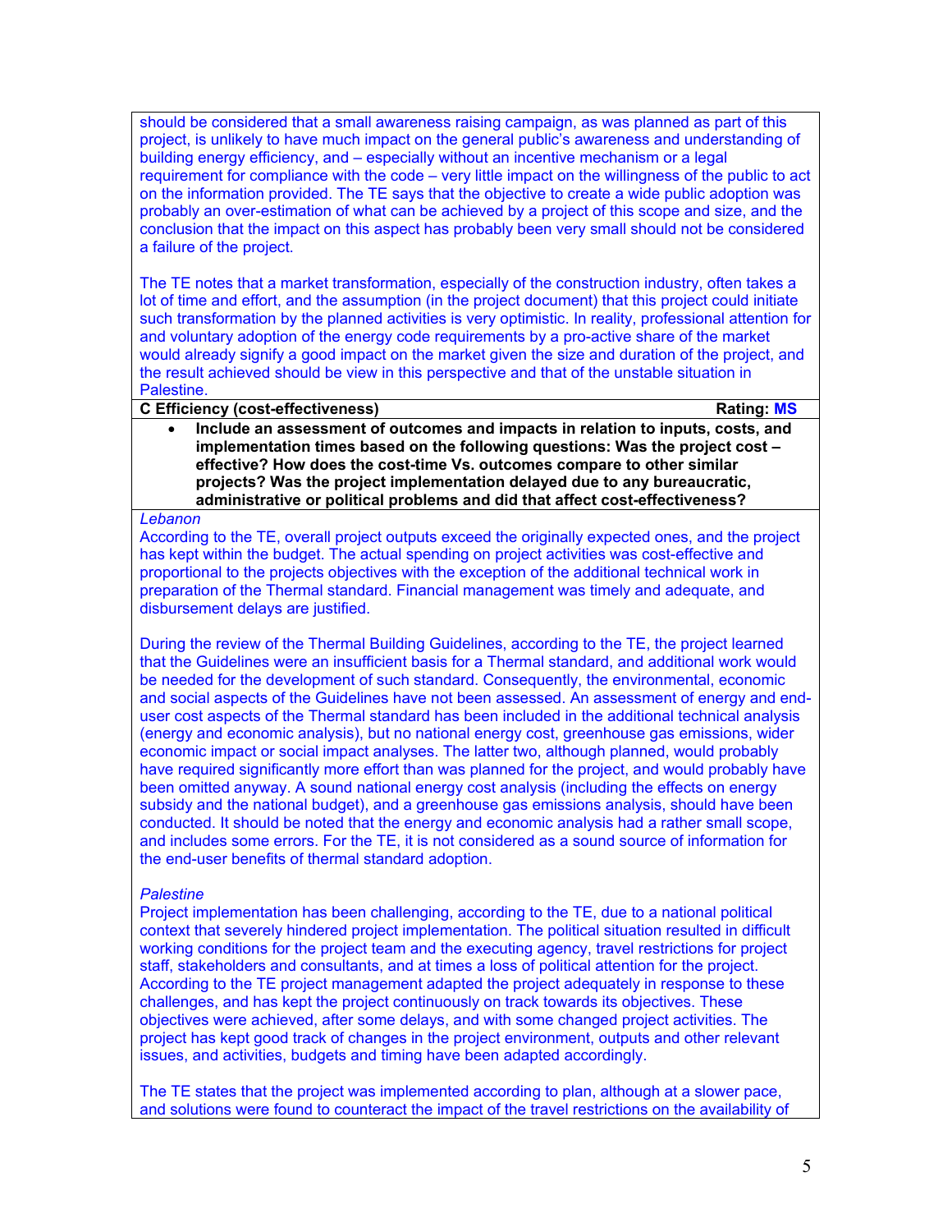should be considered that a small awareness raising campaign, as was planned as part of this project, is unlikely to have much impact on the general public's awareness and understanding of building energy efficiency, and – especially without an incentive mechanism or a legal requirement for compliance with the code – very little impact on the willingness of the public to act on the information provided. The TE says that the objective to create a wide public adoption was probably an over-estimation of what can be achieved by a project of this scope and size, and the conclusion that the impact on this aspect has probably been very small should not be considered a failure of the project.

The TE notes that a market transformation, especially of the construction industry, often takes a lot of time and effort, and the assumption (in the project document) that this project could initiate such transformation by the planned activities is very optimistic. In reality, professional attention for and voluntary adoption of the energy code requirements by a pro-active share of the market would already signify a good impact on the market given the size and duration of the project, and the result achieved should be view in this perspective and that of the unstable situation in Palestine.

**C Efficiency (cost-effectiveness)** **Rating: MS**

- **Include an assessment of outcomes and impacts in relation to inputs, costs, and implementation times based on the following questions: Was the project cost – effective? How does the cost-time Vs. outcomes compare to other similar projects? Was the project implementation delayed due to any bureaucratic, administrative or political problems and did that affect cost-effectiveness?**

*Lebanon*

According to the TE, overall project outputs exceed the originally expected ones, and the project has kept within the budget. The actual spending on project activities was cost-effective and proportional to the projects objectives with the exception of the additional technical work in preparation of the Thermal standard. Financial management was timely and adequate, and disbursement delays are justified.

During the review of the Thermal Building Guidelines, according to the TE, the project learned that the Guidelines were an insufficient basis for a Thermal standard, and additional work would be needed for the development of such standard. Consequently, the environmental, economic and social aspects of the Guidelines have not been assessed. An assessment of energy and end-user cost aspects of the Thermal standard has been included in the additional technical analysis (energy and economic analysis), but no national energy cost, greenhouse gas emissions, wider economic impact or social impact analyses. The latter two, although planned, would probably have required significantly more effort than was planned for the project, and would probably have been omitted anyway. A sound national energy cost analysis (including the effects on energy subsidy and the national budget), and a greenhouse gas emissions analysis, should have been conducted. It should be noted that the energy and economic analysis had a rather small scope, and includes some errors. For the TE, it is not considered as a sound source of information for the end-user benefits of thermal standard adoption.

*Palestine*

Project implementation has been challenging, according to the TE, due to a national political context that severely hindered project implementation. The political situation resulted in difficult working conditions for the project team and the executing agency, travel restrictions for project staff, stakeholders and consultants, and at times a loss of political attention for the project. According to the TE project management adapted the project adequately in response to these challenges, and has kept the project continuously on track towards its objectives. These objectives were achieved, after some delays, and with some changed project activities. The project has kept good track of changes in the project environment, outputs and other relevant issues, and activities, budgets and timing have been adapted accordingly.

The TE states that the project was implemented according to plan, although at a slower pace, and solutions were found to counteract the impact of the travel restrictions on the availability of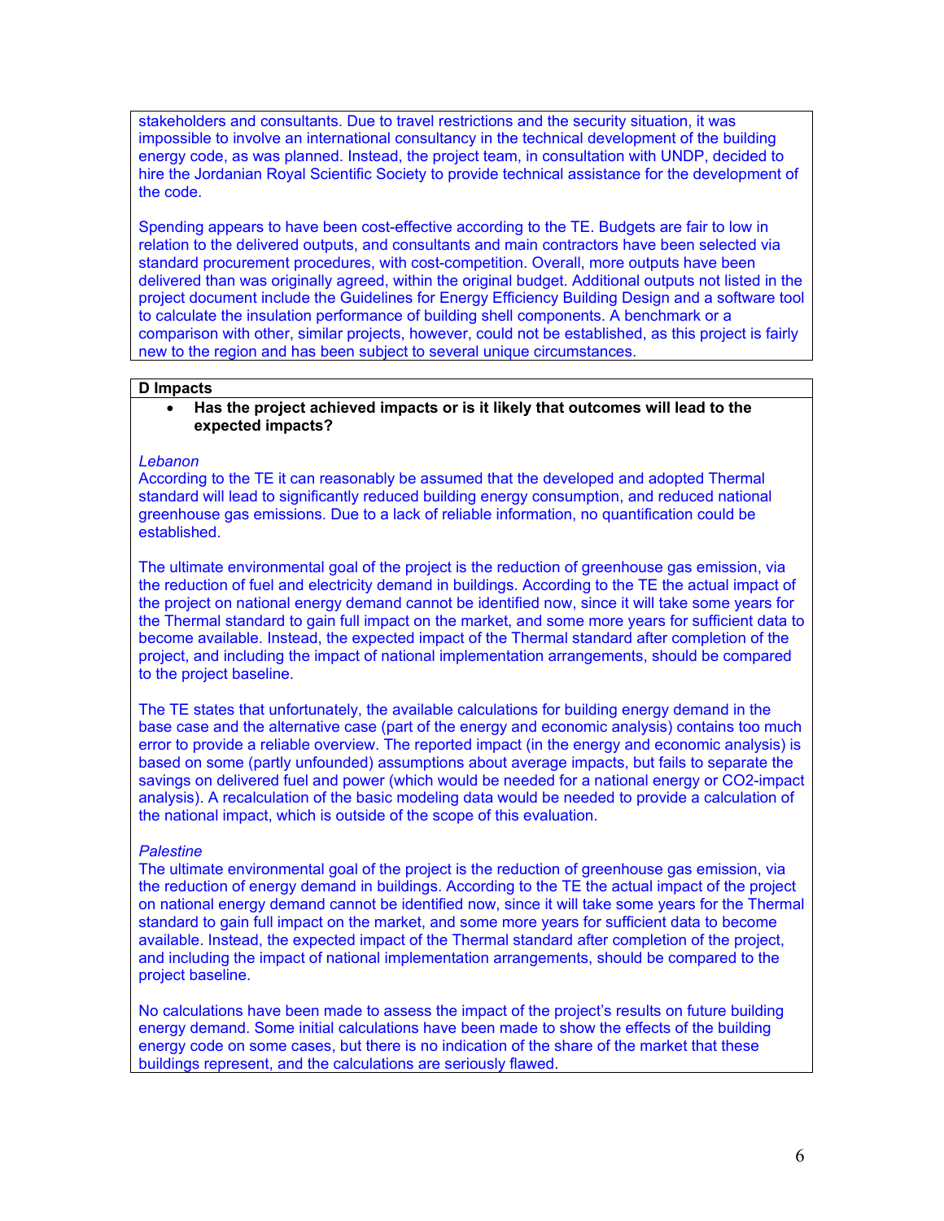stakeholders and consultants. Due to travel restrictions and the security situation, it was impossible to involve an international consultancy in the technical development of the building energy code, as was planned. Instead, the project team, in consultation with UNDP, decided to hire the Jordanian Royal Scientific Society to provide technical assistance for the development of the code.

Spending appears to have been cost-effective according to the TE. Budgets are fair to low in relation to the delivered outputs, and consultants and main contractors have been selected via standard procurement procedures, with cost-competition. Overall, more outputs have been delivered than was originally agreed, within the original budget. Additional outputs not listed in the project document include the Guidelines for Energy Efficiency Building Design and a software tool to calculate the insulation performance of building shell components. A benchmark or a comparison with other, similar projects, however, could not be established, as this project is fairly new to the region and has been subject to several unique circumstances.

**D Impacts**

- **Has the project achieved impacts or is it likely that outcomes will lead to the expected impacts?**

*Lebanon*
According to the TE it can reasonably be assumed that the developed and adopted Thermal standard will lead to significantly reduced building energy consumption, and reduced national greenhouse gas emissions. Due to a lack of reliable information, no quantification could be established.

The ultimate environmental goal of the project is the reduction of greenhouse gas emission, via the reduction of fuel and electricity demand in buildings. According to the TE the actual impact of the project on national energy demand cannot be identified now, since it will take some years for the Thermal standard to gain full impact on the market, and some more years for sufficient data to become available. Instead, the expected impact of the Thermal standard after completion of the project, and including the impact of national implementation arrangements, should be compared to the project baseline.

The TE states that unfortunately, the available calculations for building energy demand in the base case and the alternative case (part of the energy and economic analysis) contains too much error to provide a reliable overview. The reported impact (in the energy and economic analysis) is based on some (partly unfounded) assumptions about average impacts, but fails to separate the savings on delivered fuel and power (which would be needed for a national energy or CO2-impact analysis). A recalculation of the basic modeling data would be needed to provide a calculation of the national impact, which is outside of the scope of this evaluation.

*Palestine*
The ultimate environmental goal of the project is the reduction of greenhouse gas emission, via the reduction of energy demand in buildings. According to the TE the actual impact of the project on national energy demand cannot be identified now, since it will take some years for the Thermal standard to gain full impact on the market, and some more years for sufficient data to become available. Instead, the expected impact of the Thermal standard after completion of the project, and including the impact of national implementation arrangements, should be compared to the project baseline.

No calculations have been made to assess the impact of the project's results on future building energy demand. Some initial calculations have been made to show the effects of the building energy code on some cases, but there is no indication of the share of the market that these buildings represent, and the calculations are seriously flawed.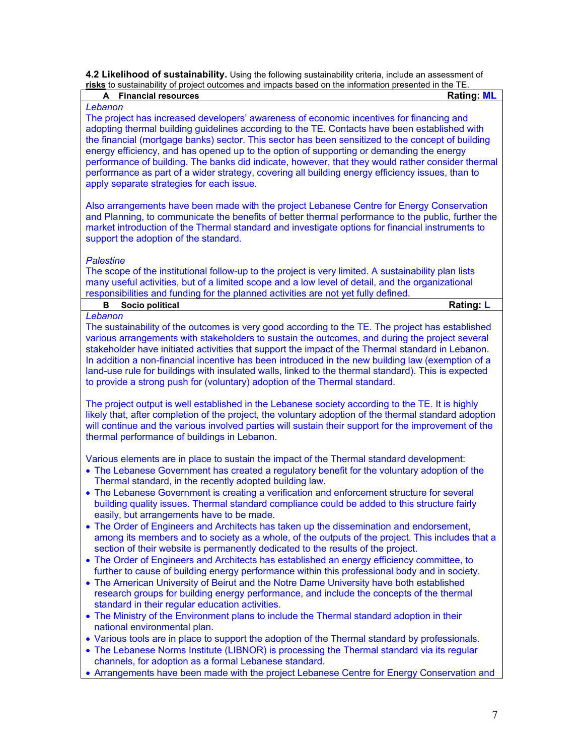**4.2 Likelihood of sustainability.** Using the following sustainability criteria, include an assessment of **risks** to sustainability of project outcomes and impacts based on the information presented in the TE.

**A Financial resources** — **Rating: ML**

*Lebanon*

The project has increased developers' awareness of economic incentives for financing and adopting thermal building guidelines according to the TE. Contacts have been established with the financial (mortgage banks) sector. This sector has been sensitized to the concept of building energy efficiency, and has opened up to the option of supporting or demanding the energy performance of building. The banks did indicate, however, that they would rather consider thermal performance as part of a wider strategy, covering all building energy efficiency issues, than to apply separate strategies for each issue.

Also arrangements have been made with the project Lebanese Centre for Energy Conservation and Planning, to communicate the benefits of better thermal performance to the public, further the market introduction of the Thermal standard and investigate options for financial instruments to support the adoption of the standard.

*Palestine*

The scope of the institutional follow-up to the project is very limited. A sustainability plan lists many useful activities, but of a limited scope and a low level of detail, and the organizational responsibilities and funding for the planned activities are not yet fully defined.

**B Socio political** — **Rating: L**

*Lebanon*

The sustainability of the outcomes is very good according to the TE. The project has established various arrangements with stakeholders to sustain the outcomes, and during the project several stakeholder have initiated activities that support the impact of the Thermal standard in Lebanon. In addition a non-financial incentive has been introduced in the new building law (exemption of a land-use rule for buildings with insulated walls, linked to the thermal standard). This is expected to provide a strong push for (voluntary) adoption of the Thermal standard.

The project output is well established in the Lebanese society according to the TE. It is highly likely that, after completion of the project, the voluntary adoption of the thermal standard adoption will continue and the various involved parties will sustain their support for the improvement of the thermal performance of buildings in Lebanon.

Various elements are in place to sustain the impact of the Thermal standard development:

- The Lebanese Government has created a regulatory benefit for the voluntary adoption of the Thermal standard, in the recently adopted building law.
- The Lebanese Government is creating a verification and enforcement structure for several building quality issues. Thermal standard compliance could be added to this structure fairly easily, but arrangements have to be made.
- The Order of Engineers and Architects has taken up the dissemination and endorsement, among its members and to society as a whole, of the outputs of the project. This includes that a section of their website is permanently dedicated to the results of the project.
- The Order of Engineers and Architects has established an energy efficiency committee, to further to cause of building energy performance within this professional body and in society.
- The American University of Beirut and the Notre Dame University have both established research groups for building energy performance, and include the concepts of the thermal standard in their regular education activities.
- The Ministry of the Environment plans to include the Thermal standard adoption in their national environmental plan.
- Various tools are in place to support the adoption of the Thermal standard by professionals.
- The Lebanese Norms Institute (LIBNOR) is processing the Thermal standard via its regular channels, for adoption as a formal Lebanese standard.
- Arrangements have been made with the project Lebanese Centre for Energy Conservation and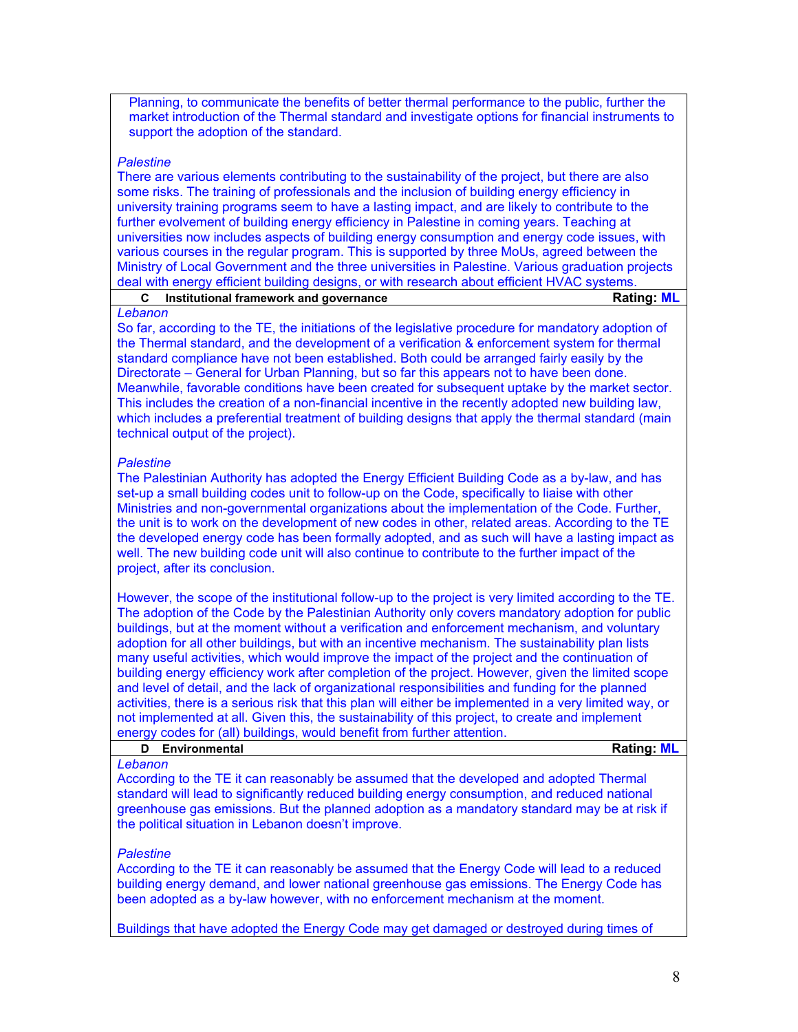Planning, to communicate the benefits of better thermal performance to the public, further the market introduction of the Thermal standard and investigate options for financial instruments to support the adoption of the standard.

*Palestine*
There are various elements contributing to the sustainability of the project, but there are also some risks. The training of professionals and the inclusion of building energy efficiency in university training programs seem to have a lasting impact, and are likely to contribute to the further evolvement of building energy efficiency in Palestine in coming years. Teaching at universities now includes aspects of building energy consumption and energy code issues, with various courses in the regular program. This is supported by three MoUs, agreed between the Ministry of Local Government and the three universities in Palestine. Various graduation projects deal with energy efficient building designs, or with research about efficient HVAC systems.

**C Institutional framework and governance** — **Rating: ML**

*Lebanon*
So far, according to the TE, the initiations of the legislative procedure for mandatory adoption of the Thermal standard, and the development of a verification & enforcement system for thermal standard compliance have not been established. Both could be arranged fairly easily by the Directorate – General for Urban Planning, but so far this appears not to have been done. Meanwhile, favorable conditions have been created for subsequent uptake by the market sector. This includes the creation of a non-financial incentive in the recently adopted new building law, which includes a preferential treatment of building designs that apply the thermal standard (main technical output of the project).

*Palestine*
The Palestinian Authority has adopted the Energy Efficient Building Code as a by-law, and has set-up a small building codes unit to follow-up on the Code, specifically to liaise with other Ministries and non-governmental organizations about the implementation of the Code. Further, the unit is to work on the development of new codes in other, related areas. According to the TE the developed energy code has been formally adopted, and as such will have a lasting impact as well. The new building code unit will also continue to contribute to the further impact of the project, after its conclusion.

However, the scope of the institutional follow-up to the project is very limited according to the TE. The adoption of the Code by the Palestinian Authority only covers mandatory adoption for public buildings, but at the moment without a verification and enforcement mechanism, and voluntary adoption for all other buildings, but with an incentive mechanism. The sustainability plan lists many useful activities, which would improve the impact of the project and the continuation of building energy efficiency work after completion of the project. However, given the limited scope and level of detail, and the lack of organizational responsibilities and funding for the planned activities, there is a serious risk that this plan will either be implemented in a very limited way, or not implemented at all. Given this, the sustainability of this project, to create and implement energy codes for (all) buildings, would benefit from further attention.

**D Environmental** — **Rating: ML**

*Lebanon*
According to the TE it can reasonably be assumed that the developed and adopted Thermal standard will lead to significantly reduced building energy consumption, and reduced national greenhouse gas emissions. But the planned adoption as a mandatory standard may be at risk if the political situation in Lebanon doesn't improve.

*Palestine*
According to the TE it can reasonably be assumed that the Energy Code will lead to a reduced building energy demand, and lower national greenhouse gas emissions. The Energy Code has been adopted as a by-law however, with no enforcement mechanism at the moment.

Buildings that have adopted the Energy Code may get damaged or destroyed during times of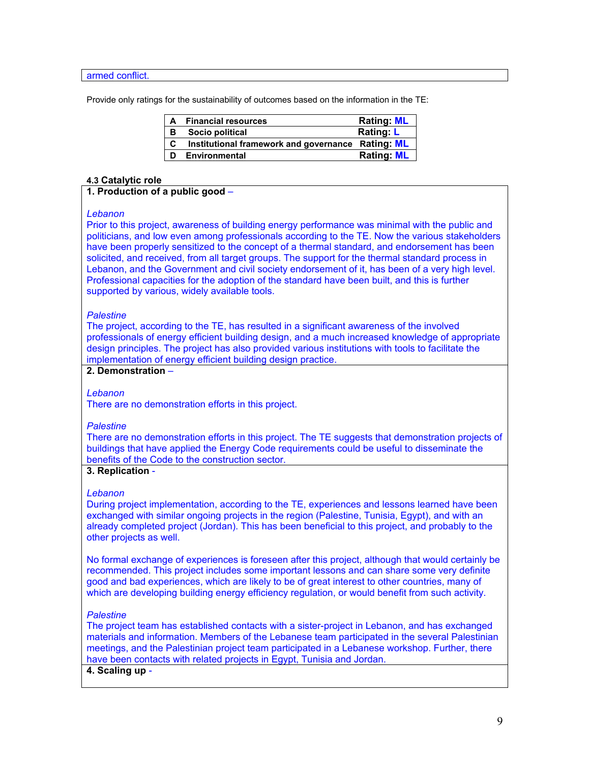| armed conflict. |
|---|

Provide only ratings for the sustainability of outcomes based on the information in the TE:

| | | |
|---|---|---|
| **A** | **Financial resources** | **Rating: ML** |
| **B** | **Socio political** | **Rating: L** |
| **C** | **Institutional framework and governance** | **Rating: ML** |
| **D** | **Environmental** | **Rating: ML** |

### 4.3 Catalytic role

**1. Production of a public good –**

*Lebanon*

Prior to this project, awareness of building energy performance was minimal with the public and politicians, and low even among professionals according to the TE. Now the various stakeholders have been properly sensitized to the concept of a thermal standard, and endorsement has been solicited, and received, from all target groups. The support for the thermal standard process in Lebanon, and the Government and civil society endorsement of it, has been of a very high level. Professional capacities for the adoption of the standard have been built, and this is further supported by various, widely available tools.

*Palestine*

The project, according to the TE, has resulted in a significant awareness of the involved professionals of energy efficient building design, and a much increased knowledge of appropriate design principles. The project has also provided various institutions with tools to facilitate the implementation of energy efficient building design practice.

**2. Demonstration –**

*Lebanon*

There are no demonstration efforts in this project.

*Palestine*

There are no demonstration efforts in this project. The TE suggests that demonstration projects of buildings that have applied the Energy Code requirements could be useful to disseminate the benefits of the Code to the construction sector.

**3. Replication -**

*Lebanon*

During project implementation, according to the TE, experiences and lessons learned have been exchanged with similar ongoing projects in the region (Palestine, Tunisia, Egypt), and with an already completed project (Jordan). This has been beneficial to this project, and probably to the other projects as well.

No formal exchange of experiences is foreseen after this project, although that would certainly be recommended. This project includes some important lessons and can share some very definite good and bad experiences, which are likely to be of great interest to other countries, many of which are developing building energy efficiency regulation, or would benefit from such activity.

*Palestine*

The project team has established contacts with a sister-project in Lebanon, and has exchanged materials and information. Members of the Lebanese team participated in the several Palestinian meetings, and the Palestinian project team participated in a Lebanese workshop. Further, there have been contacts with related projects in Egypt, Tunisia and Jordan.

**4. Scaling up -**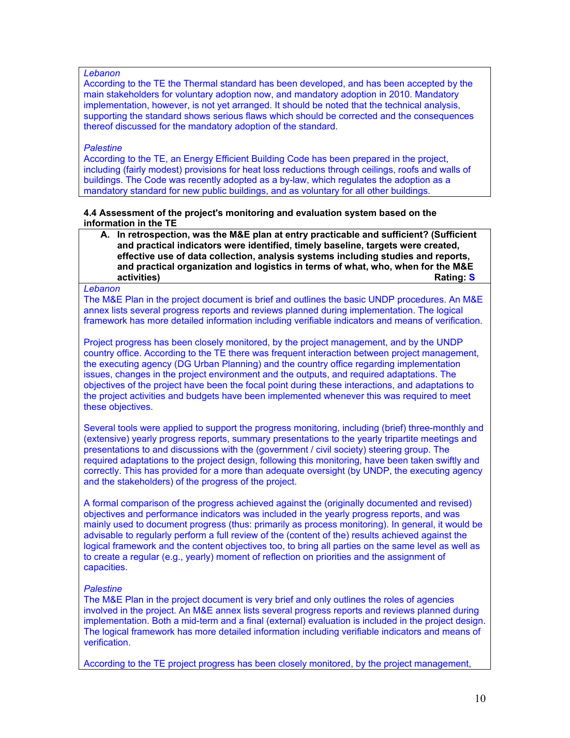*Lebanon*

According to the TE the Thermal standard has been developed, and has been accepted by the main stakeholders for voluntary adoption now, and mandatory adoption in 2010. Mandatory implementation, however, is not yet arranged. It should be noted that the technical analysis, supporting the standard shows serious flaws which should be corrected and the consequences thereof discussed for the mandatory adoption of the standard.

*Palestine*

According to the TE, an Energy Efficient Building Code has been prepared in the project, including (fairly modest) provisions for heat loss reductions through ceilings, roofs and walls of buildings. The Code was recently adopted as a by-law, which regulates the adoption as a mandatory standard for new public buildings, and as voluntary for all other buildings.

**4.4 Assessment of the project's monitoring and evaluation system based on the information in the TE**

**A. In retrospection, was the M&E plan at entry practicable and sufficient? (Sufficient and practical indicators were identified, timely baseline, targets were created, effective use of data collection, analysis systems including studies and reports, and practical organization and logistics in terms of what, who, when for the M&E activities) Rating: S**

*Lebanon*

The M&E Plan in the project document is brief and outlines the basic UNDP procedures. An M&E annex lists several progress reports and reviews planned during implementation. The logical framework has more detailed information including verifiable indicators and means of verification.

Project progress has been closely monitored, by the project management, and by the UNDP country office. According to the TE there was frequent interaction between project management, the executing agency (DG Urban Planning) and the country office regarding implementation issues, changes in the project environment and the outputs, and required adaptations. The objectives of the project have been the focal point during these interactions, and adaptations to the project activities and budgets have been implemented whenever this was required to meet these objectives.

Several tools were applied to support the progress monitoring, including (brief) three-monthly and (extensive) yearly progress reports, summary presentations to the yearly tripartite meetings and presentations to and discussions with the (government / civil society) steering group. The required adaptations to the project design, following this monitoring, have been taken swiftly and correctly. This has provided for a more than adequate oversight (by UNDP, the executing agency and the stakeholders) of the progress of the project.

A formal comparison of the progress achieved against the (originally documented and revised) objectives and performance indicators was included in the yearly progress reports, and was mainly used to document progress (thus: primarily as process monitoring). In general, it would be advisable to regularly perform a full review of the (content of the) results achieved against the logical framework and the content objectives too, to bring all parties on the same level as well as to create a regular (e.g., yearly) moment of reflection on priorities and the assignment of capacities.

*Palestine*

The M&E Plan in the project document is very brief and only outlines the roles of agencies involved in the project. An M&E annex lists several progress reports and reviews planned during implementation. Both a mid-term and a final (external) evaluation is included in the project design. The logical framework has more detailed information including verifiable indicators and means of verification.

According to the TE project progress has been closely monitored, by the project management,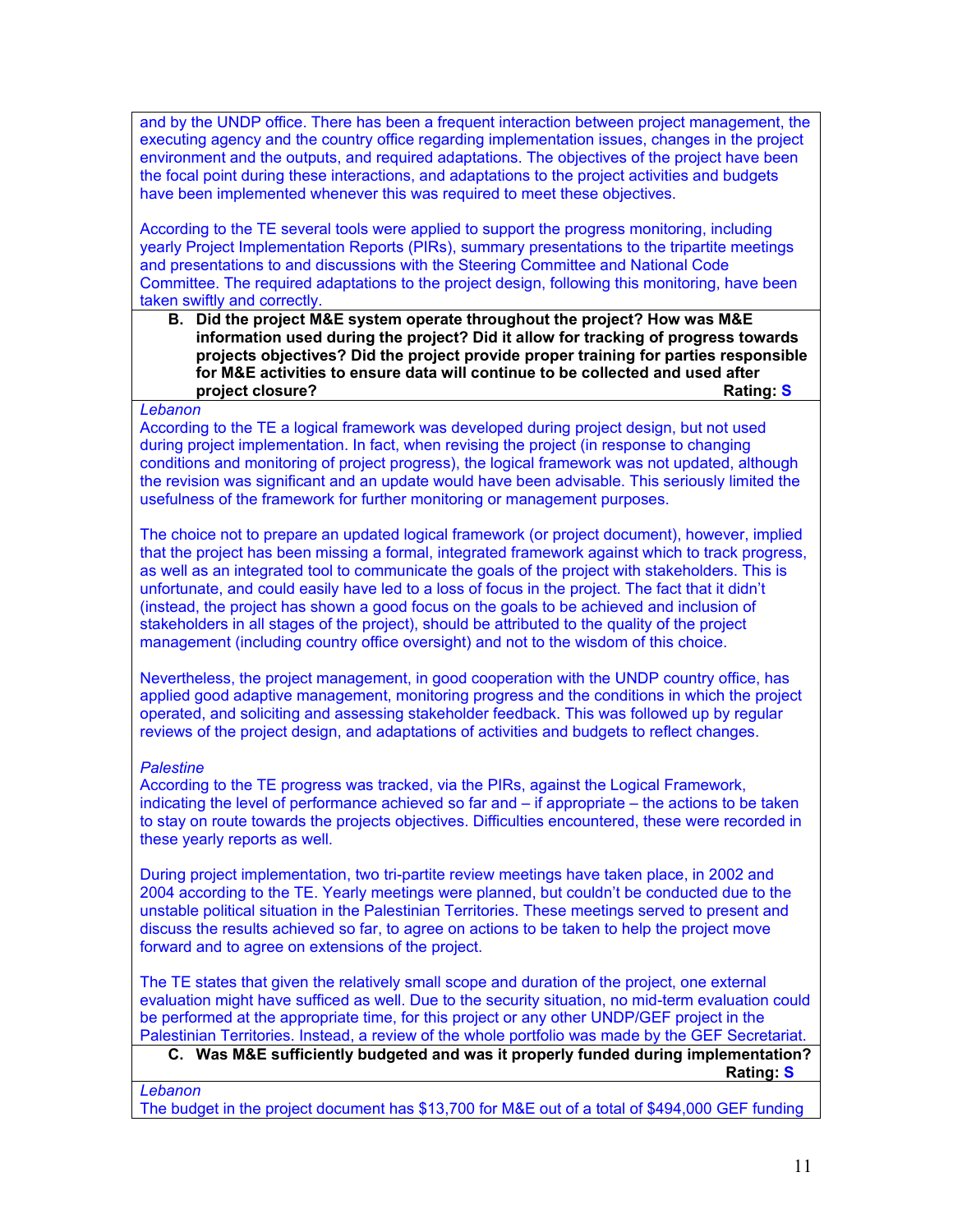and by the UNDP office. There has been a frequent interaction between project management, the executing agency and the country office regarding implementation issues, changes in the project environment and the outputs, and required adaptations. The objectives of the project have been the focal point during these interactions, and adaptations to the project activities and budgets have been implemented whenever this was required to meet these objectives.

According to the TE several tools were applied to support the progress monitoring, including yearly Project Implementation Reports (PIRs), summary presentations to the tripartite meetings and presentations to and discussions with the Steering Committee and National Code Committee. The required adaptations to the project design, following this monitoring, have been taken swiftly and correctly.

**B. Did the project M&E system operate throughout the project? How was M&E information used during the project? Did it allow for tracking of progress towards projects objectives? Did the project provide proper training for parties responsible for M&E activities to ensure data will continue to be collected and used after project closure? Rating: S**

*Lebanon*

According to the TE a logical framework was developed during project design, but not used during project implementation. In fact, when revising the project (in response to changing conditions and monitoring of project progress), the logical framework was not updated, although the revision was significant and an update would have been advisable. This seriously limited the usefulness of the framework for further monitoring or management purposes.

The choice not to prepare an updated logical framework (or project document), however, implied that the project has been missing a formal, integrated framework against which to track progress, as well as an integrated tool to communicate the goals of the project with stakeholders. This is unfortunate, and could easily have led to a loss of focus in the project. The fact that it didn't (instead, the project has shown a good focus on the goals to be achieved and inclusion of stakeholders in all stages of the project), should be attributed to the quality of the project management (including country office oversight) and not to the wisdom of this choice.

Nevertheless, the project management, in good cooperation with the UNDP country office, has applied good adaptive management, monitoring progress and the conditions in which the project operated, and soliciting and assessing stakeholder feedback. This was followed up by regular reviews of the project design, and adaptations of activities and budgets to reflect changes.

*Palestine*

According to the TE progress was tracked, via the PIRs, against the Logical Framework, indicating the level of performance achieved so far and – if appropriate – the actions to be taken to stay on route towards the projects objectives. Difficulties encountered, these were recorded in these yearly reports as well.

During project implementation, two tri-partite review meetings have taken place, in 2002 and 2004 according to the TE. Yearly meetings were planned, but couldn't be conducted due to the unstable political situation in the Palestinian Territories. These meetings served to present and discuss the results achieved so far, to agree on actions to be taken to help the project move forward and to agree on extensions of the project.

The TE states that given the relatively small scope and duration of the project, one external evaluation might have sufficed as well. Due to the security situation, no mid-term evaluation could be performed at the appropriate time, for this project or any other UNDP/GEF project in the Palestinian Territories. Instead, a review of the whole portfolio was made by the GEF Secretariat.

**C. Was M&E sufficiently budgeted and was it properly funded during implementation? Rating: S**

*Lebanon*

The budget in the project document has $13,700 for M&E out of a total of $494,000 GEF funding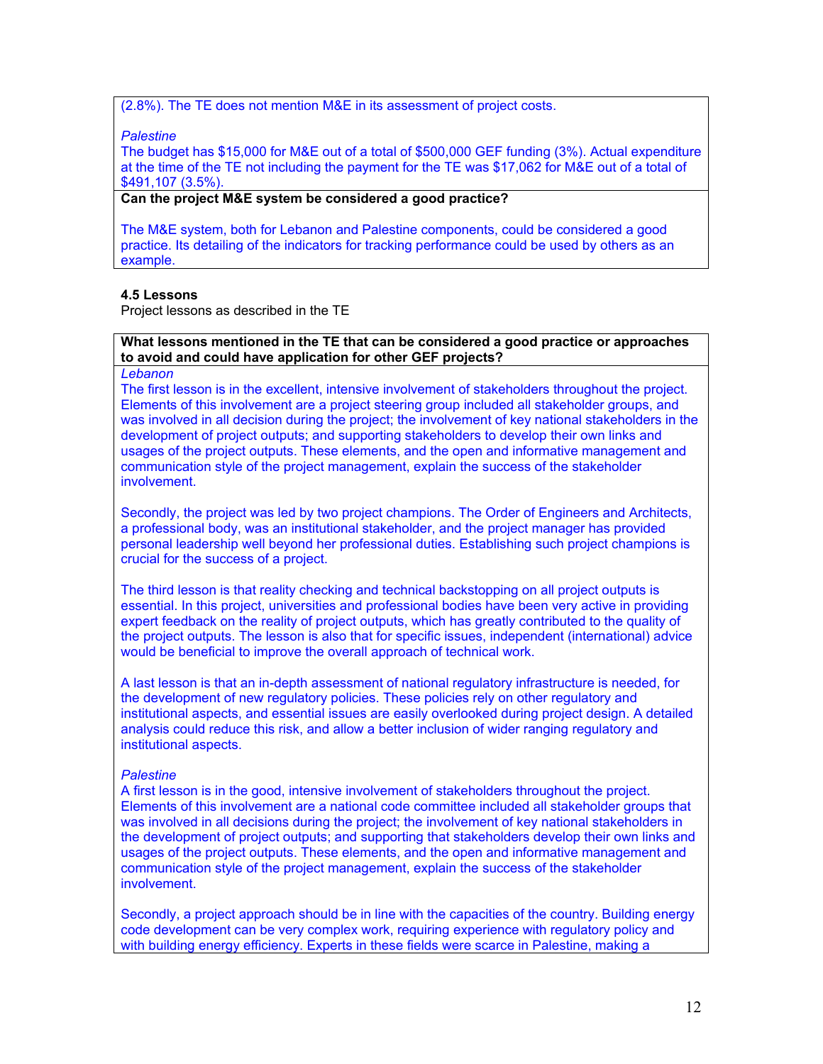(2.8%). The TE does not mention M&E in its assessment of project costs.

*Palestine*
The budget has $15,000 for M&E out of a total of $500,000 GEF funding (3%). Actual expenditure at the time of the TE not including the payment for the TE was $17,062 for M&E out of a total of $491,107 (3.5%).

**Can the project M&E system be considered a good practice?**

The M&E system, both for Lebanon and Palestine components, could be considered a good practice. Its detailing of the indicators for tracking performance could be used by others as an example.

**4.5 Lessons**
Project lessons as described in the TE

**What lessons mentioned in the TE that can be considered a good practice or approaches to avoid and could have application for other GEF projects?**

*Lebanon*
The first lesson is in the excellent, intensive involvement of stakeholders throughout the project. Elements of this involvement are a project steering group included all stakeholder groups, and was involved in all decision during the project; the involvement of key national stakeholders in the development of project outputs; and supporting stakeholders to develop their own links and usages of the project outputs. These elements, and the open and informative management and communication style of the project management, explain the success of the stakeholder involvement.

Secondly, the project was led by two project champions. The Order of Engineers and Architects, a professional body, was an institutional stakeholder, and the project manager has provided personal leadership well beyond her professional duties. Establishing such project champions is crucial for the success of a project.

The third lesson is that reality checking and technical backstopping on all project outputs is essential. In this project, universities and professional bodies have been very active in providing expert feedback on the reality of project outputs, which has greatly contributed to the quality of the project outputs. The lesson is also that for specific issues, independent (international) advice would be beneficial to improve the overall approach of technical work.

A last lesson is that an in-depth assessment of national regulatory infrastructure is needed, for the development of new regulatory policies. These policies rely on other regulatory and institutional aspects, and essential issues are easily overlooked during project design. A detailed analysis could reduce this risk, and allow a better inclusion of wider ranging regulatory and institutional aspects.

*Palestine*
A first lesson is in the good, intensive involvement of stakeholders throughout the project. Elements of this involvement are a national code committee included all stakeholder groups that was involved in all decisions during the project; the involvement of key national stakeholders in the development of project outputs; and supporting that stakeholders develop their own links and usages of the project outputs. These elements, and the open and informative management and communication style of the project management, explain the success of the stakeholder involvement.

Secondly, a project approach should be in line with the capacities of the country. Building energy code development can be very complex work, requiring experience with regulatory policy and with building energy efficiency. Experts in these fields were scarce in Palestine, making a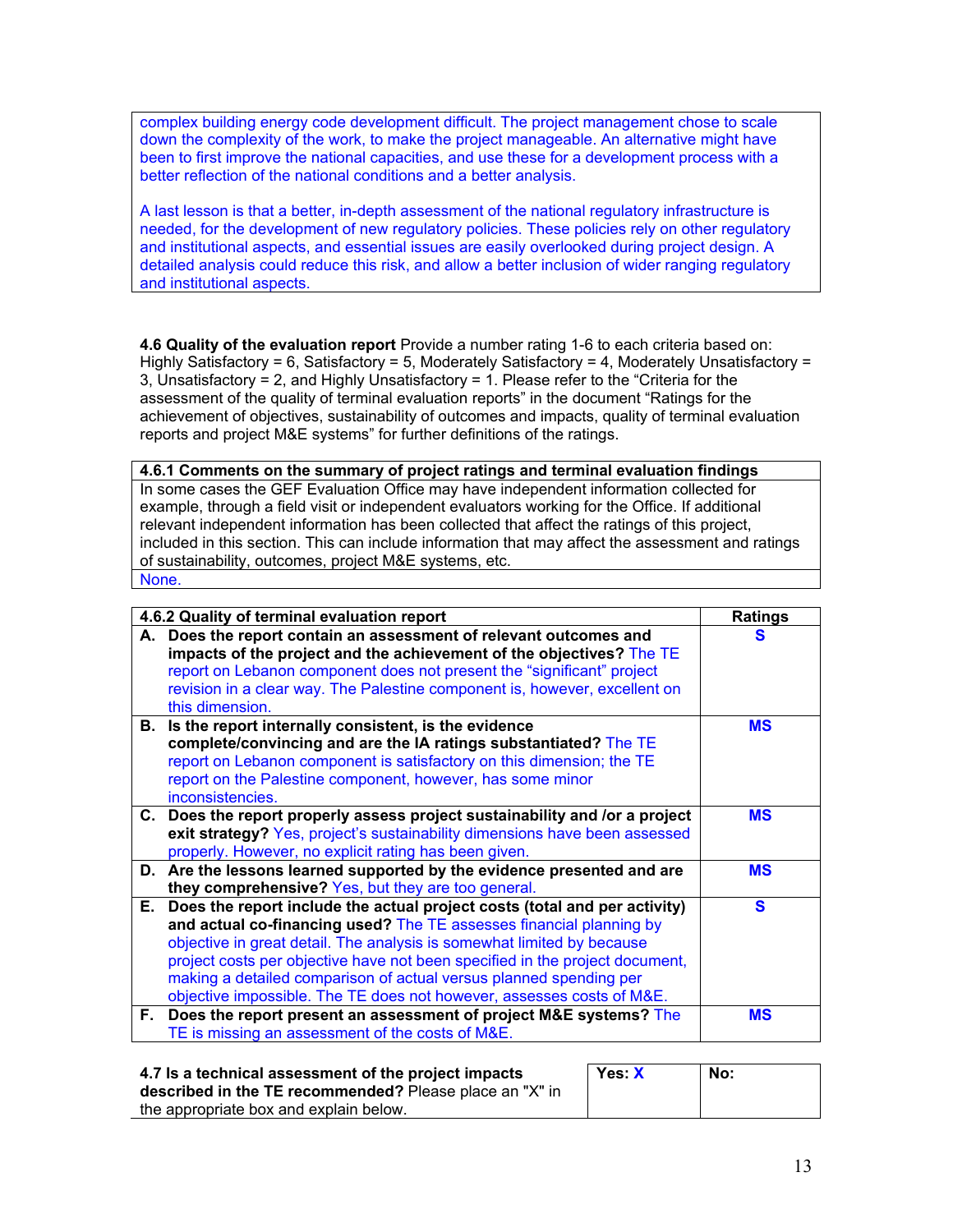complex building energy code development difficult. The project management chose to scale down the complexity of the work, to make the project manageable. An alternative might have been to first improve the national capacities, and use these for a development process with a better reflection of the national conditions and a better analysis.

A last lesson is that a better, in-depth assessment of the national regulatory infrastructure is needed, for the development of new regulatory policies. These policies rely on other regulatory and institutional aspects, and essential issues are easily overlooked during project design. A detailed analysis could reduce this risk, and allow a better inclusion of wider ranging regulatory and institutional aspects.

**4.6 Quality of the evaluation report** Provide a number rating 1-6 to each criteria based on: Highly Satisfactory = 6, Satisfactory = 5, Moderately Satisfactory = 4, Moderately Unsatisfactory = 3, Unsatisfactory = 2, and Highly Unsatisfactory = 1. Please refer to the "Criteria for the assessment of the quality of terminal evaluation reports" in the document "Ratings for the achievement of objectives, sustainability of outcomes and impacts, quality of terminal evaluation reports and project M&E systems" for further definitions of the ratings.

| **4.6.1 Comments on the summary of project ratings and terminal evaluation findings** |
|---|
| In some cases the GEF Evaluation Office may have independent information collected for example, through a field visit or independent evaluators working for the Office. If additional relevant independent information has been collected that affect the ratings of this project, included in this section. This can include information that may affect the assessment and ratings of sustainability, outcomes, project M&E systems, etc. |
| None. |

| **4.6.2 Quality of terminal evaluation report** | **Ratings** |
|---|---|
| **A. Does the report contain an assessment of relevant outcomes and impacts of the project and the achievement of the objectives?** The TE report on Lebanon component does not present the "significant" project revision in a clear way. The Palestine component is, however, excellent on this dimension. | **S** |
| **B. Is the report internally consistent, is the evidence complete/convincing and are the IA ratings substantiated?** The TE report on Lebanon component is satisfactory on this dimension; the TE report on the Palestine component, however, has some minor inconsistencies. | **MS** |
| **C. Does the report properly assess project sustainability and /or a project exit strategy?** Yes, project's sustainability dimensions have been assessed properly. However, no explicit rating has been given. | **MS** |
| **D. Are the lessons learned supported by the evidence presented and are they comprehensive?** Yes, but they are too general. | **MS** |
| **E. Does the report include the actual project costs (total and per activity) and actual co-financing used?** The TE assesses financial planning by objective in great detail. The analysis is somewhat limited by because project costs per objective have not been specified in the project document, making a detailed comparison of actual versus planned spending per objective impossible. The TE does not however, assesses costs of M&E. | **S** |
| **F. Does the report present an assessment of project M&E systems?** The TE is missing an assessment of the costs of M&E. | **MS** |

| **4.7 Is a technical assessment of the project impacts described in the TE recommended?** Please place an "X" in the appropriate box and explain below. | **Yes: X** | **No:** |
|---|---|---|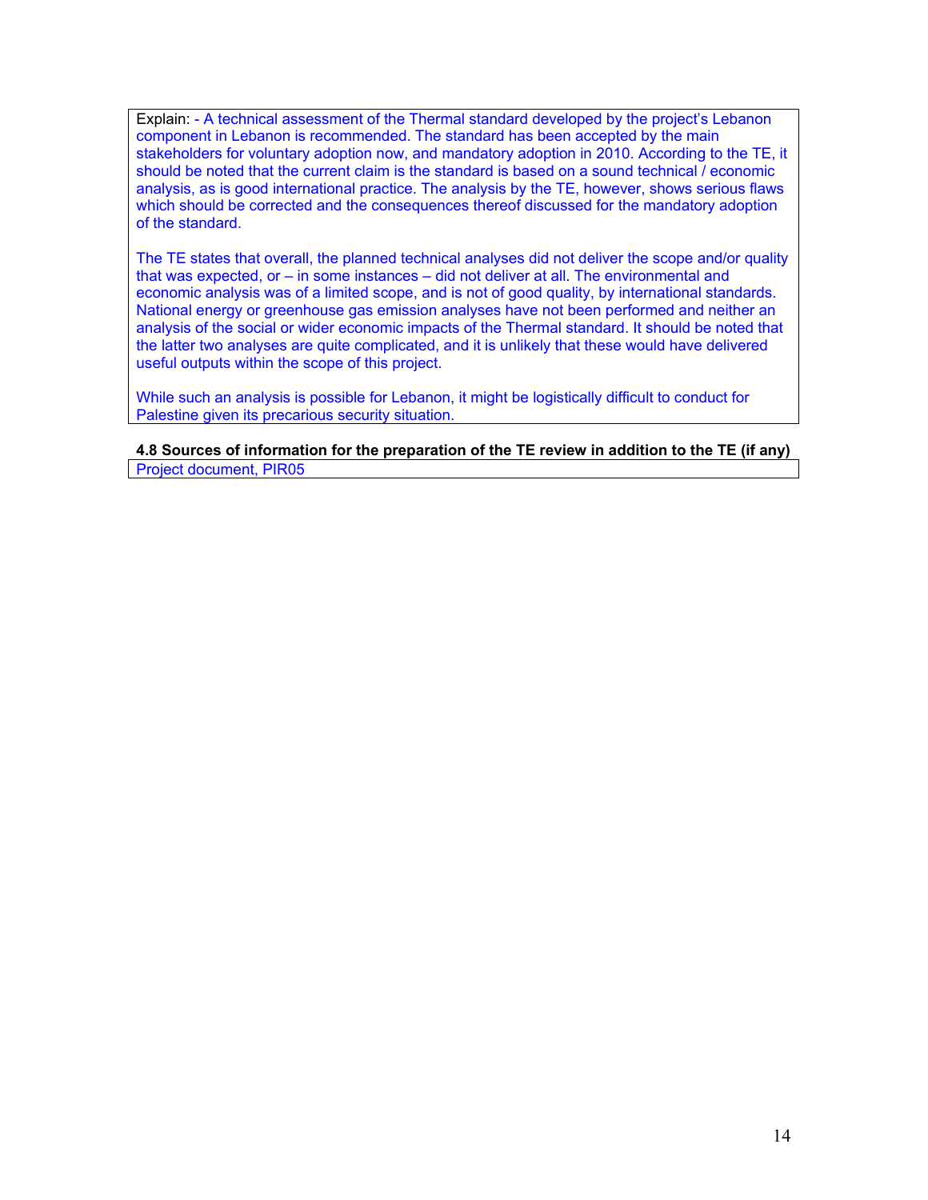Explain: - A technical assessment of the Thermal standard developed by the project's Lebanon component in Lebanon is recommended. The standard has been accepted by the main stakeholders for voluntary adoption now, and mandatory adoption in 2010. According to the TE, it should be noted that the current claim is the standard is based on a sound technical / economic analysis, as is good international practice. The analysis by the TE, however, shows serious flaws which should be corrected and the consequences thereof discussed for the mandatory adoption of the standard.

The TE states that overall, the planned technical analyses did not deliver the scope and/or quality that was expected, or – in some instances – did not deliver at all. The environmental and economic analysis was of a limited scope, and is not of good quality, by international standards. National energy or greenhouse gas emission analyses have not been performed and neither an analysis of the social or wider economic impacts of the Thermal standard. It should be noted that the latter two analyses are quite complicated, and it is unlikely that these would have delivered useful outputs within the scope of this project.

While such an analysis is possible for Lebanon, it might be logistically difficult to conduct for Palestine given its precarious security situation.

**4.8 Sources of information for the preparation of the TE review in addition to the TE (if any)**

Project document, PIR05